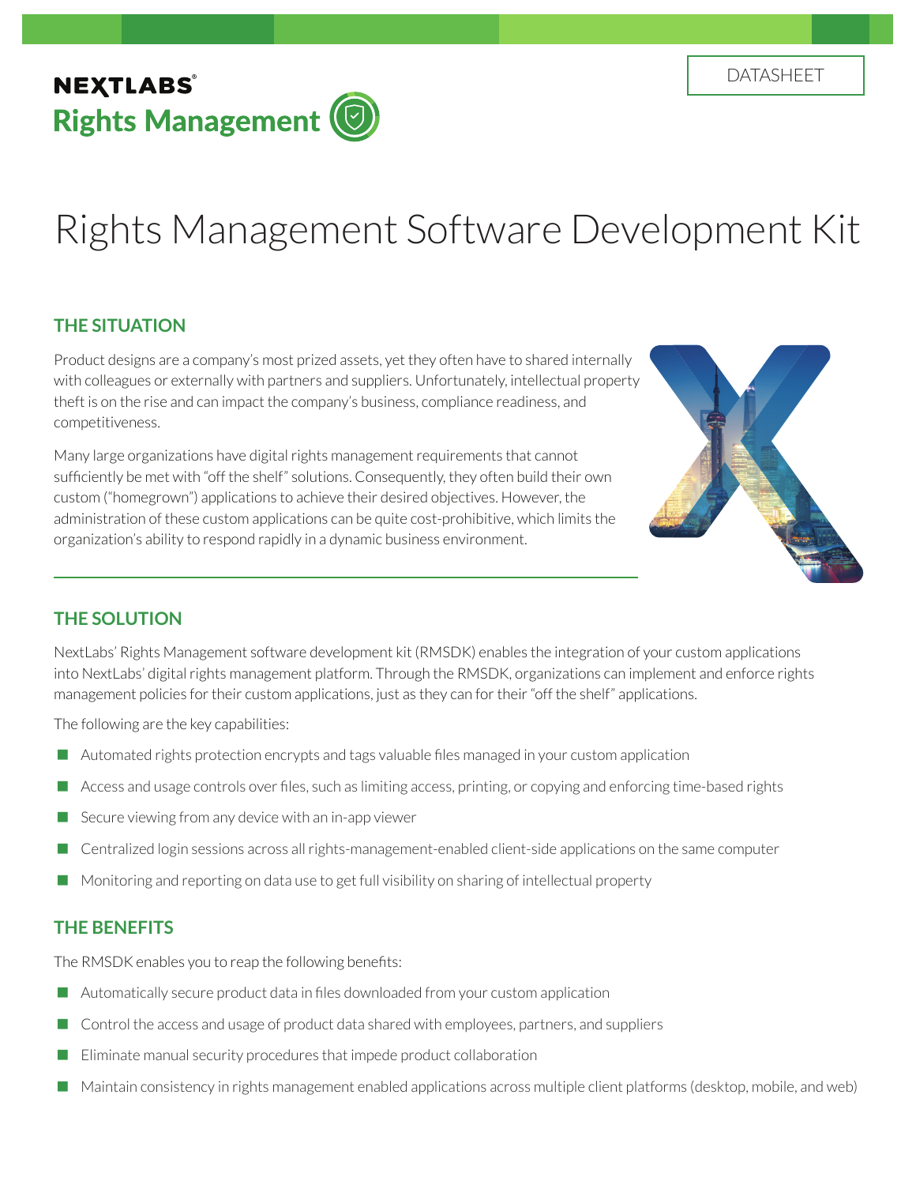NEXTLABS®

**Rights Management**

DATASHEET

# Rights Management Software Development Kit

## THE SITUATION

Product designs are a company's most prized assets, yet they often have to shared internally with colleagues or externally with partners and suppliers. Unfortunately, intellectual property theft is on the rise and can impact the company's business, compliance readiness, and competitiveness.

Many large organizations have digital rights management requirements that cannot sufficiently be met with "off the shelf" solutions. Consequently, they often build their own custom ("homegrown") applications to achieve their desired objectives. However, the administration of these custom applications can be quite cost-prohibitive, which limits the organization's ability to respond rapidly in a dynamic business environment.

## THE SOLUTION

NextLabs' Rights Management software development kit (RMSDK) enables the integration of your custom applications into NextLabs' digital rights management platform. Through the RMSDK, organizations can implement and enforce rights management policies for their custom applications, just as they can for their "off the shelf" applications.

The following are the key capabilities:

- Automated rights protection encrypts and tags valuable files managed in your custom application
- Access and usage controls over files, such as limiting access, printing, or copying and enforcing time-based rights
- Secure viewing from any device with an in-app viewer
- Centralized login sessions across all rights-management-enabled client-side applications on the same computer
- Monitoring and reporting on data use to get full visibility on sharing of intellectual property

## THE BENEFITS

The RMSDK enables you to reap the following benefits:

- Automatically secure product data in files downloaded from your custom application
- Control the access and usage of product data shared with employees, partners, and suppliers
- Eliminate manual security procedures that impede product collaboration
- Maintain consistency in rights management enabled applications across multiple client platforms (desktop, mobile, and web)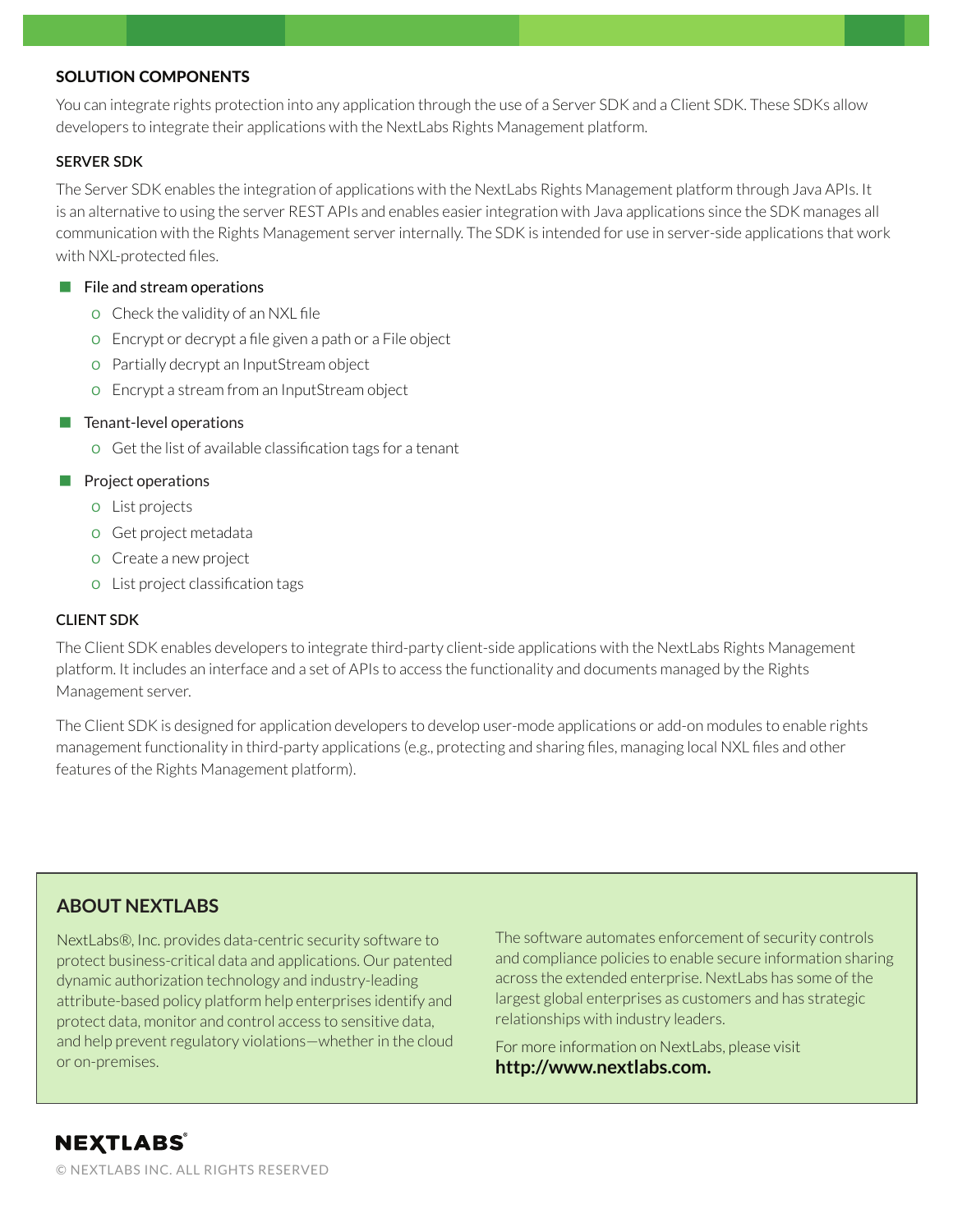## SOLUTION COMPONENTS

You can integrate rights protection into any application through the use of a Server SDK and a Client SDK. These SDKs allow developers to integrate their applications with the NextLabs Rights Management platform.

### SERVER SDK

The Server SDK enables the integration of applications with the NextLabs Rights Management platform through Java APIs. It is an alternative to using the server REST APIs and enables easier integration with Java applications since the SDK manages all communication with the Rights Management server internally. The SDK is intended for use in server-side applications that work with NXL-protected files.

- File and stream operations
  - Check the validity of an NXL file
  - Encrypt or decrypt a file given a path or a File object
  - Partially decrypt an InputStream object
  - Encrypt a stream from an InputStream object
- Tenant-level operations
  - Get the list of available classification tags for a tenant
- Project operations
  - List projects
  - Get project metadata
  - Create a new project
  - List project classification tags

### CLIENT SDK

The Client SDK enables developers to integrate third-party client-side applications with the NextLabs Rights Management platform. It includes an interface and a set of APIs to access the functionality and documents managed by the Rights Management server.

The Client SDK is designed for application developers to develop user-mode applications or add-on modules to enable rights management functionality in third-party applications (e.g., protecting and sharing files, managing local NXL files and other features of the Rights Management platform).

## ABOUT NEXTLABS

NextLabs®, Inc. provides data-centric security software to protect business-critical data and applications. Our patented dynamic authorization technology and industry-leading attribute-based policy platform help enterprises identify and protect data, monitor and control access to sensitive data, and help prevent regulatory violations—whether in the cloud or on-premises.

The software automates enforcement of security controls and compliance policies to enable secure information sharing across the extended enterprise. NextLabs has some of the largest global enterprises as customers and has strategic relationships with industry leaders.

For more information on NextLabs, please visit **http://www.nextlabs.com.**

NEXTLABS®

© NEXTLABS INC. ALL RIGHTS RESERVED